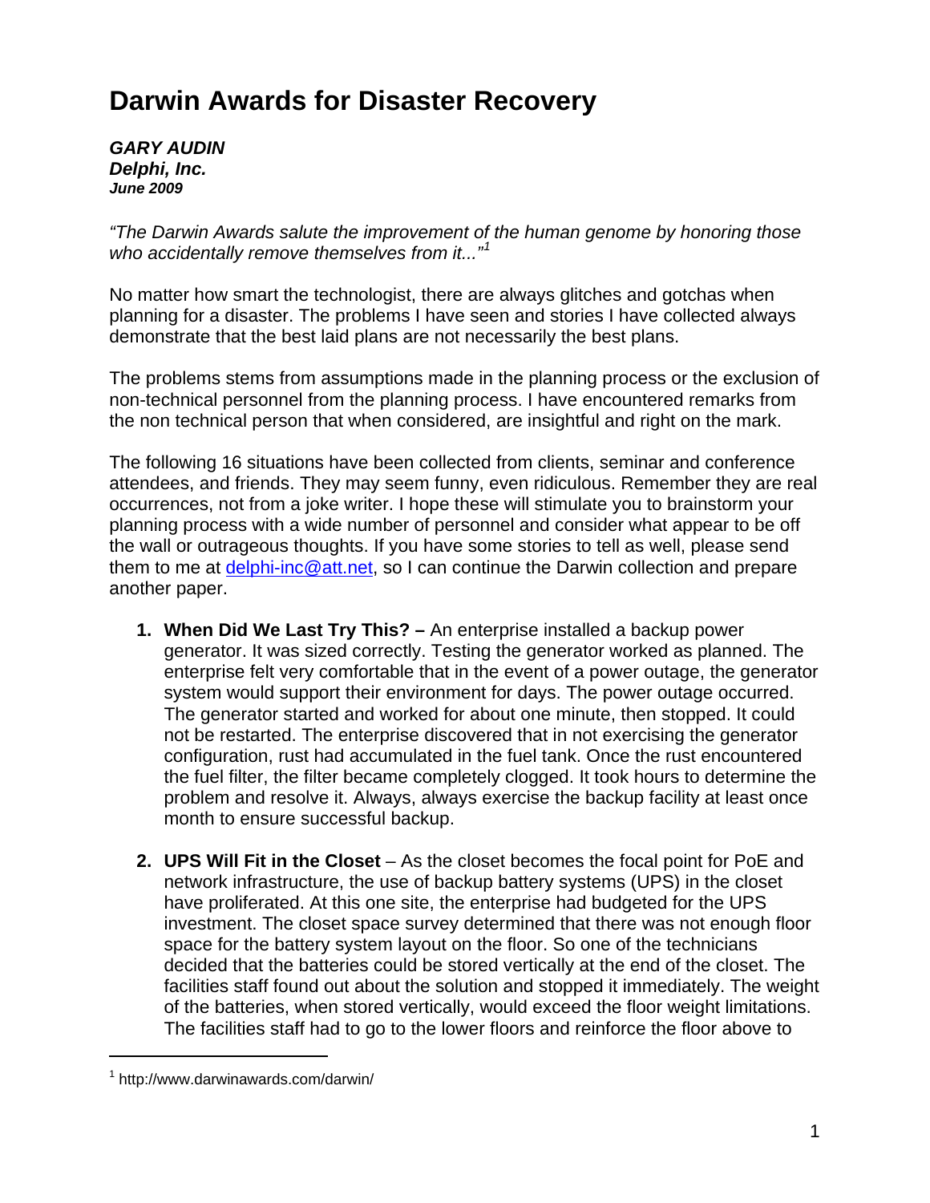# Darwin Awards for Disaster Recovery

***GARY AUDIN***
***Delphi, Inc.***
***June 2009***

*"The Darwin Awards salute the improvement of the human genome by honoring those who accidentally remove themselves from it..."*[1]

No matter how smart the technologist, there are always glitches and gotchas when planning for a disaster. The problems I have seen and stories I have collected always demonstrate that the best laid plans are not necessarily the best plans.

The problems stems from assumptions made in the planning process or the exclusion of non-technical personnel from the planning process. I have encountered remarks from the non technical person that when considered, are insightful and right on the mark.

The following 16 situations have been collected from clients, seminar and conference attendees, and friends. They may seem funny, even ridiculous. Remember they are real occurrences, not from a joke writer. I hope these will stimulate you to brainstorm your planning process with a wide number of personnel and consider what appear to be off the wall or outrageous thoughts. If you have some stories to tell as well, please send them to me at delphi-inc@att.net, so I can continue the Darwin collection and prepare another paper.

1. **When Did We Last Try This? –** An enterprise installed a backup power generator. It was sized correctly. Testing the generator worked as planned. The enterprise felt very comfortable that in the event of a power outage, the generator system would support their environment for days. The power outage occurred. The generator started and worked for about one minute, then stopped. It could not be restarted. The enterprise discovered that in not exercising the generator configuration, rust had accumulated in the fuel tank. Once the rust encountered the fuel filter, the filter became completely clogged. It took hours to determine the problem and resolve it. Always, always exercise the backup facility at least once month to ensure successful backup.

2. **UPS Will Fit in the Closet** – As the closet becomes the focal point for PoE and network infrastructure, the use of backup battery systems (UPS) in the closet have proliferated. At this one site, the enterprise had budgeted for the UPS investment. The closet space survey determined that there was not enough floor space for the battery system layout on the floor. So one of the technicians decided that the batteries could be stored vertically at the end of the closet. The facilities staff found out about the solution and stopped it immediately. The weight of the batteries, when stored vertically, would exceed the floor weight limitations. The facilities staff had to go to the lower floors and reinforce the floor above to

[1] http://www.darwinawards.com/darwin/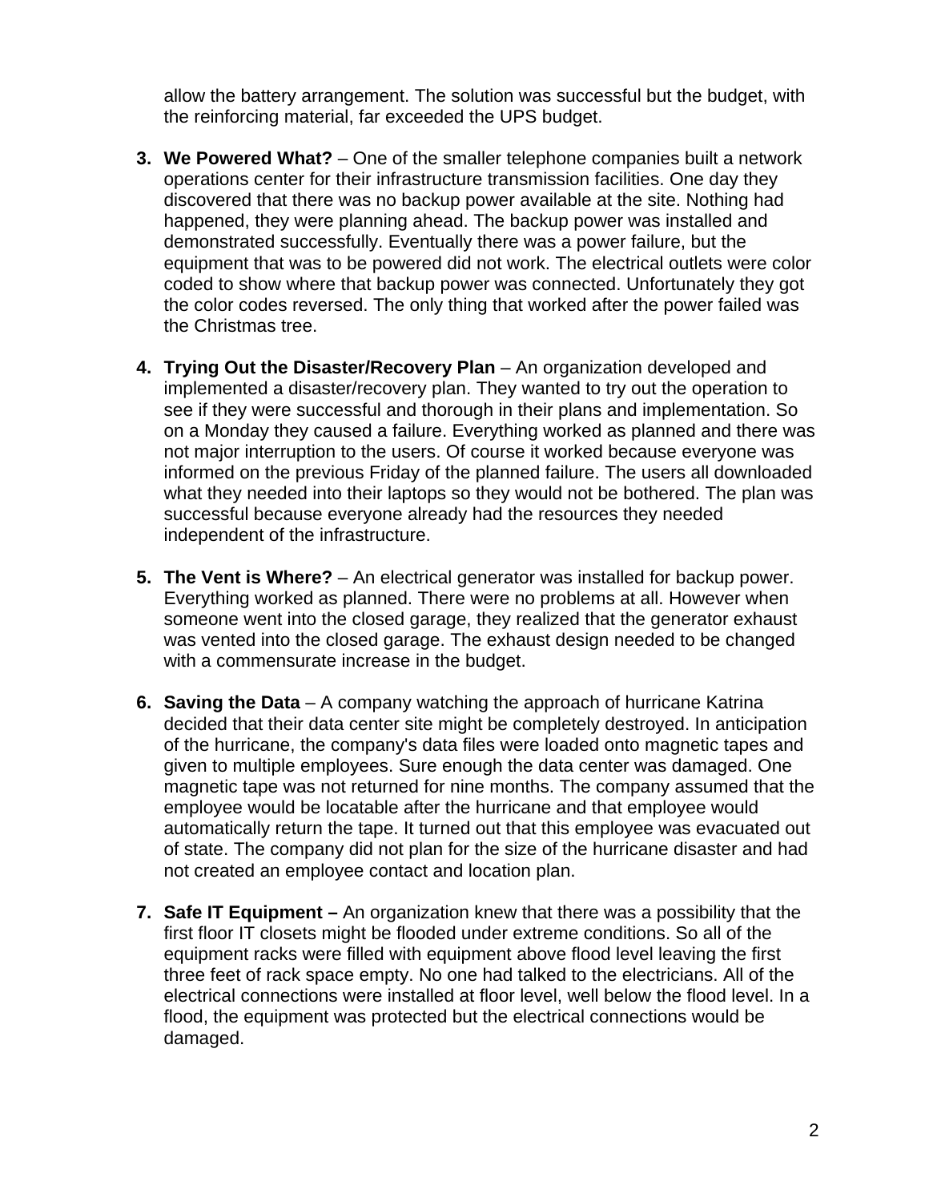allow the battery arrangement. The solution was successful but the budget, with the reinforcing material, far exceeded the UPS budget.

3. **We Powered What?** – One of the smaller telephone companies built a network operations center for their infrastructure transmission facilities. One day they discovered that there was no backup power available at the site. Nothing had happened, they were planning ahead. The backup power was installed and demonstrated successfully. Eventually there was a power failure, but the equipment that was to be powered did not work. The electrical outlets were color coded to show where that backup power was connected. Unfortunately they got the color codes reversed. The only thing that worked after the power failed was the Christmas tree.

4. **Trying Out the Disaster/Recovery Plan** – An organization developed and implemented a disaster/recovery plan. They wanted to try out the operation to see if they were successful and thorough in their plans and implementation. So on a Monday they caused a failure. Everything worked as planned and there was not major interruption to the users. Of course it worked because everyone was informed on the previous Friday of the planned failure. The users all downloaded what they needed into their laptops so they would not be bothered. The plan was successful because everyone already had the resources they needed independent of the infrastructure.

5. **The Vent is Where?** – An electrical generator was installed for backup power. Everything worked as planned. There were no problems at all. However when someone went into the closed garage, they realized that the generator exhaust was vented into the closed garage. The exhaust design needed to be changed with a commensurate increase in the budget.

6. **Saving the Data** – A company watching the approach of hurricane Katrina decided that their data center site might be completely destroyed. In anticipation of the hurricane, the company's data files were loaded onto magnetic tapes and given to multiple employees. Sure enough the data center was damaged. One magnetic tape was not returned for nine months. The company assumed that the employee would be locatable after the hurricane and that employee would automatically return the tape. It turned out that this employee was evacuated out of state. The company did not plan for the size of the hurricane disaster and had not created an employee contact and location plan.

7. **Safe IT Equipment –** An organization knew that there was a possibility that the first floor IT closets might be flooded under extreme conditions. So all of the equipment racks were filled with equipment above flood level leaving the first three feet of rack space empty. No one had talked to the electricians. All of the electrical connections were installed at floor level, well below the flood level. In a flood, the equipment was protected but the electrical connections would be damaged.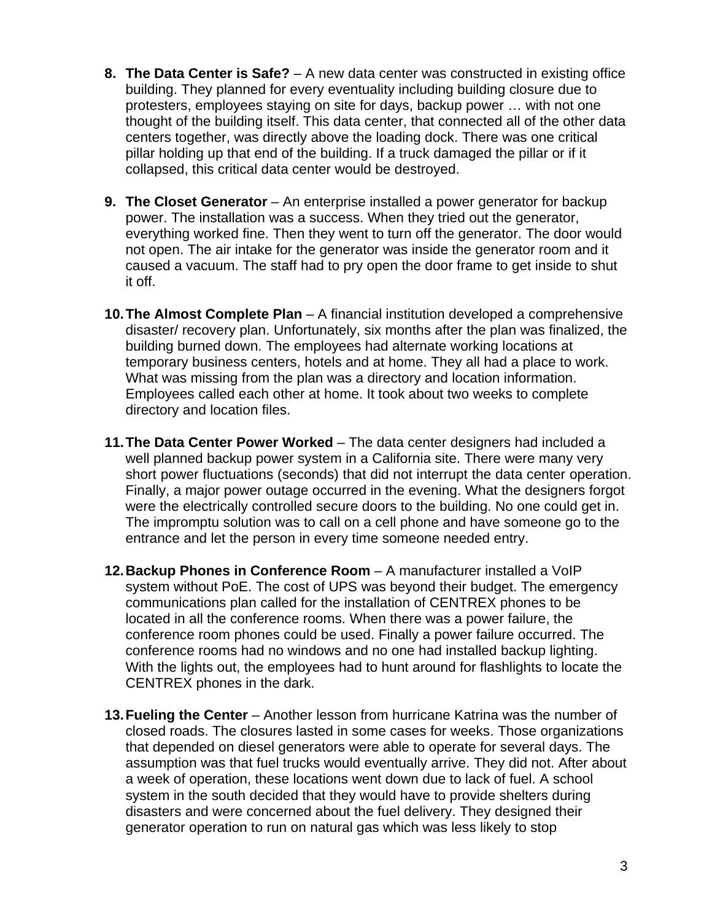8. **The Data Center is Safe?** – A new data center was constructed in existing office building. They planned for every eventuality including building closure due to protesters, employees staying on site for days, backup power … with not one thought of the building itself. This data center, that connected all of the other data centers together, was directly above the loading dock. There was one critical pillar holding up that end of the building. If a truck damaged the pillar or if it collapsed, this critical data center would be destroyed.

9. **The Closet Generator** – An enterprise installed a power generator for backup power. The installation was a success. When they tried out the generator, everything worked fine. Then they went to turn off the generator. The door would not open. The air intake for the generator was inside the generator room and it caused a vacuum. The staff had to pry open the door frame to get inside to shut it off.

10. **The Almost Complete Plan** – A financial institution developed a comprehensive disaster/ recovery plan. Unfortunately, six months after the plan was finalized, the building burned down. The employees had alternate working locations at temporary business centers, hotels and at home. They all had a place to work. What was missing from the plan was a directory and location information. Employees called each other at home. It took about two weeks to complete directory and location files.

11. **The Data Center Power Worked** – The data center designers had included a well planned backup power system in a California site. There were many very short power fluctuations (seconds) that did not interrupt the data center operation. Finally, a major power outage occurred in the evening. What the designers forgot were the electrically controlled secure doors to the building. No one could get in. The impromptu solution was to call on a cell phone and have someone go to the entrance and let the person in every time someone needed entry.

12. **Backup Phones in Conference Room** – A manufacturer installed a VoIP system without PoE. The cost of UPS was beyond their budget. The emergency communications plan called for the installation of CENTREX phones to be located in all the conference rooms. When there was a power failure, the conference room phones could be used. Finally a power failure occurred. The conference rooms had no windows and no one had installed backup lighting. With the lights out, the employees had to hunt around for flashlights to locate the CENTREX phones in the dark.

13. **Fueling the Center** – Another lesson from hurricane Katrina was the number of closed roads. The closures lasted in some cases for weeks. Those organizations that depended on diesel generators were able to operate for several days. The assumption was that fuel trucks would eventually arrive. They did not. After about a week of operation, these locations went down due to lack of fuel. A school system in the south decided that they would have to provide shelters during disasters and were concerned about the fuel delivery. They designed their generator operation to run on natural gas which was less likely to stop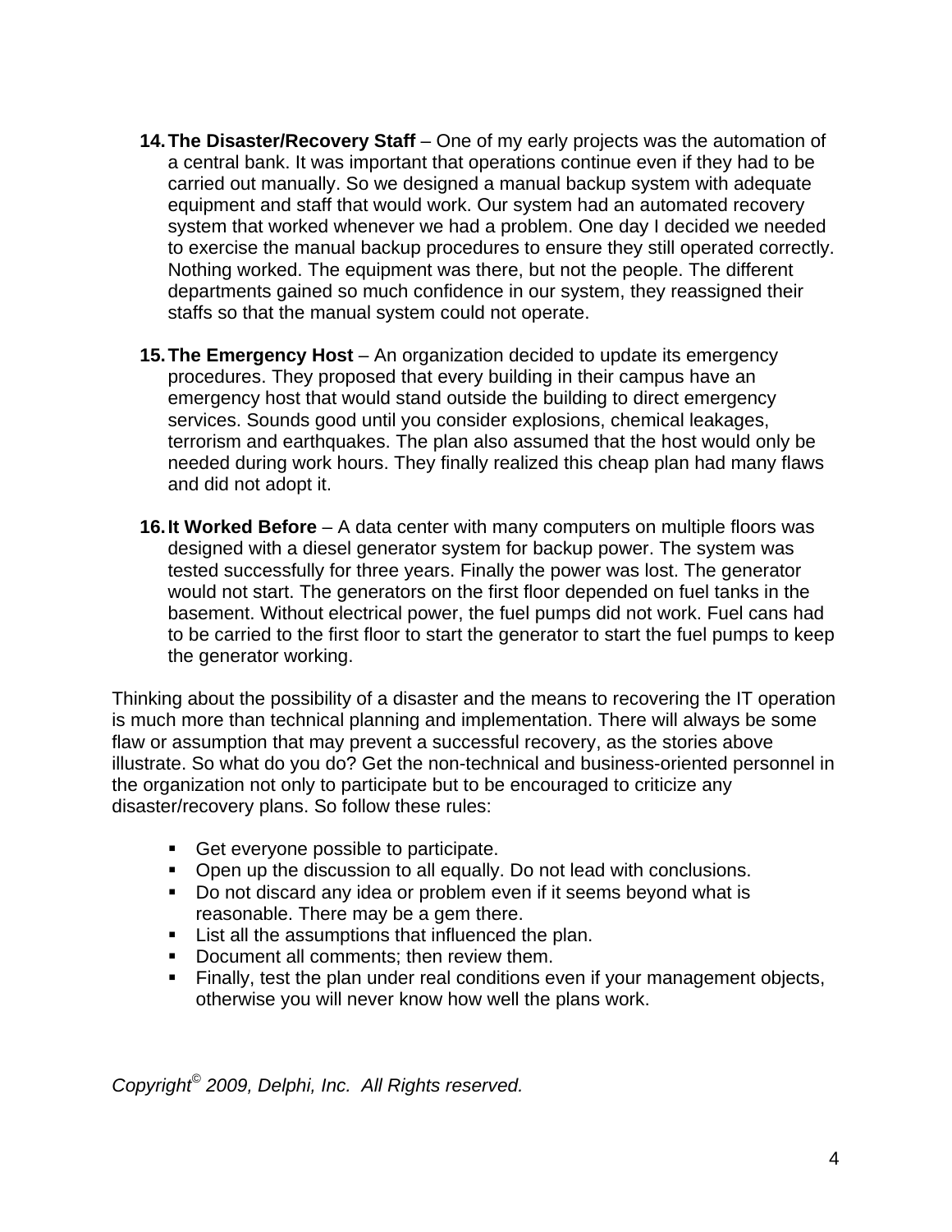14. **The Disaster/Recovery Staff** – One of my early projects was the automation of a central bank. It was important that operations continue even if they had to be carried out manually. So we designed a manual backup system with adequate equipment and staff that would work. Our system had an automated recovery system that worked whenever we had a problem. One day I decided we needed to exercise the manual backup procedures to ensure they still operated correctly. Nothing worked. The equipment was there, but not the people. The different departments gained so much confidence in our system, they reassigned their staffs so that the manual system could not operate.

15. **The Emergency Host** – An organization decided to update its emergency procedures. They proposed that every building in their campus have an emergency host that would stand outside the building to direct emergency services. Sounds good until you consider explosions, chemical leakages, terrorism and earthquakes. The plan also assumed that the host would only be needed during work hours. They finally realized this cheap plan had many flaws and did not adopt it.

16. **It Worked Before** – A data center with many computers on multiple floors was designed with a diesel generator system for backup power. The system was tested successfully for three years. Finally the power was lost. The generator would not start. The generators on the first floor depended on fuel tanks in the basement. Without electrical power, the fuel pumps did not work. Fuel cans had to be carried to the first floor to start the generator to start the fuel pumps to keep the generator working.

Thinking about the possibility of a disaster and the means to recovering the IT operation is much more than technical planning and implementation. There will always be some flaw or assumption that may prevent a successful recovery, as the stories above illustrate. So what do you do? Get the non-technical and business-oriented personnel in the organization not only to participate but to be encouraged to criticize any disaster/recovery plans. So follow these rules:

- Get everyone possible to participate.
- Open up the discussion to all equally. Do not lead with conclusions.
- Do not discard any idea or problem even if it seems beyond what is reasonable. There may be a gem there.
- List all the assumptions that influenced the plan.
- Document all comments; then review them.
- Finally, test the plan under real conditions even if your management objects, otherwise you will never know how well the plans work.

*Copyright© 2009, Delphi, Inc. All Rights reserved.*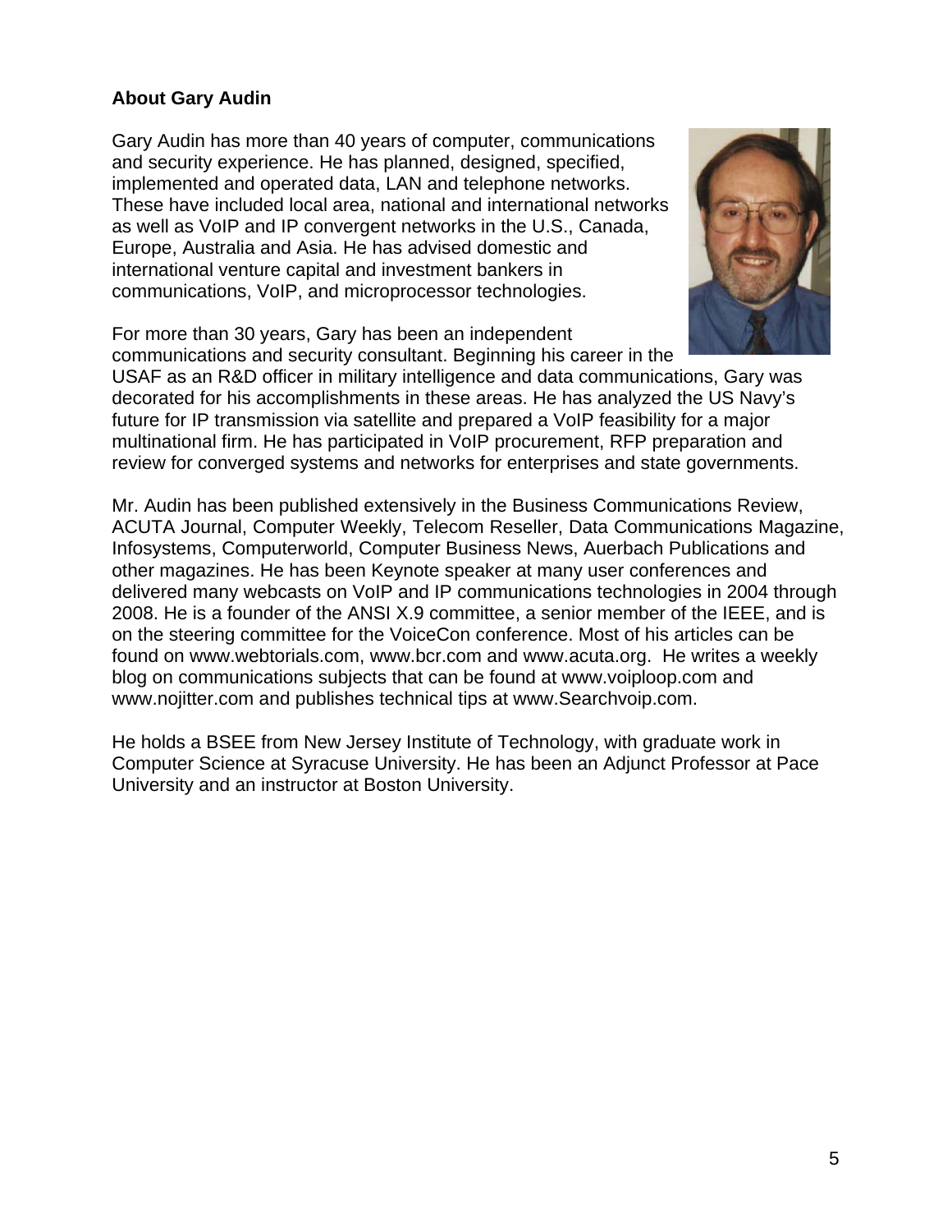**About Gary Audin**

Gary Audin has more than 40 years of computer, communications and security experience. He has planned, designed, specified, implemented and operated data, LAN and telephone networks. These have included local area, national and international networks as well as VoIP and IP convergent networks in the U.S., Canada, Europe, Australia and Asia. He has advised domestic and international venture capital and investment bankers in communications, VoIP, and microprocessor technologies.

For more than 30 years, Gary has been an independent communications and security consultant. Beginning his career in the USAF as an R&D officer in military intelligence and data communications, Gary was decorated for his accomplishments in these areas. He has analyzed the US Navy's future for IP transmission via satellite and prepared a VoIP feasibility for a major multinational firm. He has participated in VoIP procurement, RFP preparation and review for converged systems and networks for enterprises and state governments.

Mr. Audin has been published extensively in the Business Communications Review, ACUTA Journal, Computer Weekly, Telecom Reseller, Data Communications Magazine, Infosystems, Computerworld, Computer Business News, Auerbach Publications and other magazines. He has been Keynote speaker at many user conferences and delivered many webcasts on VoIP and IP communications technologies in 2004 through 2008. He is a founder of the ANSI X.9 committee, a senior member of the IEEE, and is on the steering committee for the VoiceCon conference. Most of his articles can be found on www.webtorials.com, www.bcr.com and www.acuta.org. He writes a weekly blog on communications subjects that can be found at www.voiploop.com and www.nojitter.com and publishes technical tips at www.Searchvoip.com.

He holds a BSEE from New Jersey Institute of Technology, with graduate work in Computer Science at Syracuse University. He has been an Adjunct Professor at Pace University and an instructor at Boston University.